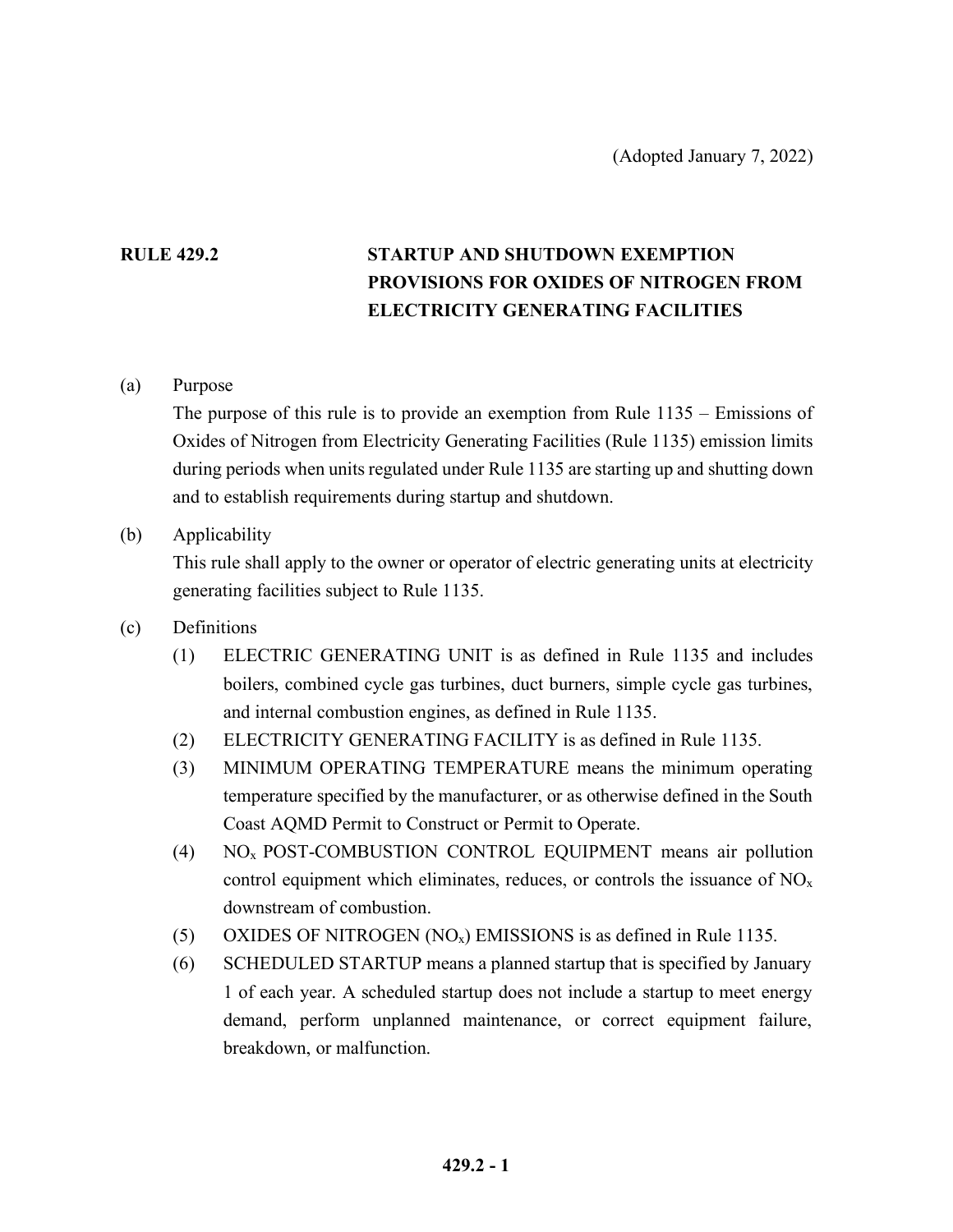(Adopted January 7, 2022)

# RULE 429.2 STARTUP AND SHUTDOWN EXEMPTION PROVISIONS FOR OXIDES OF NITROGEN FROM ELECTRICITY GENERATING FACILITIES

(a) Purpose

The purpose of this rule is to provide an exemption from Rule 1135 – Emissions of Oxides of Nitrogen from Electricity Generating Facilities (Rule 1135) emission limits during periods when units regulated under Rule 1135 are starting up and shutting down and to establish requirements during startup and shutdown.

(b) Applicability

This rule shall apply to the owner or operator of electric generating units at electricity generating facilities subject to Rule 1135.

(c) Definitions

(1) ELECTRIC GENERATING UNIT is as defined in Rule 1135 and includes boilers, combined cycle gas turbines, duct burners, simple cycle gas turbines, and internal combustion engines, as defined in Rule 1135.

(2) ELECTRICITY GENERATING FACILITY is as defined in Rule 1135.

(3) MINIMUM OPERATING TEMPERATURE means the minimum operating temperature specified by the manufacturer, or as otherwise defined in the South Coast AQMD Permit to Construct or Permit to Operate.

(4) $NO_x$ POST-COMBUSTION CONTROL EQUIPMENT means air pollution control equipment which eliminates, reduces, or controls the issuance of $NO_x$ downstream of combustion.

(5) OXIDES OF NITROGEN ($NO_x$) EMISSIONS is as defined in Rule 1135.

(6) SCHEDULED STARTUP means a planned startup that is specified by January 1 of each year. A scheduled startup does not include a startup to meet energy demand, perform unplanned maintenance, or correct equipment failure, breakdown, or malfunction.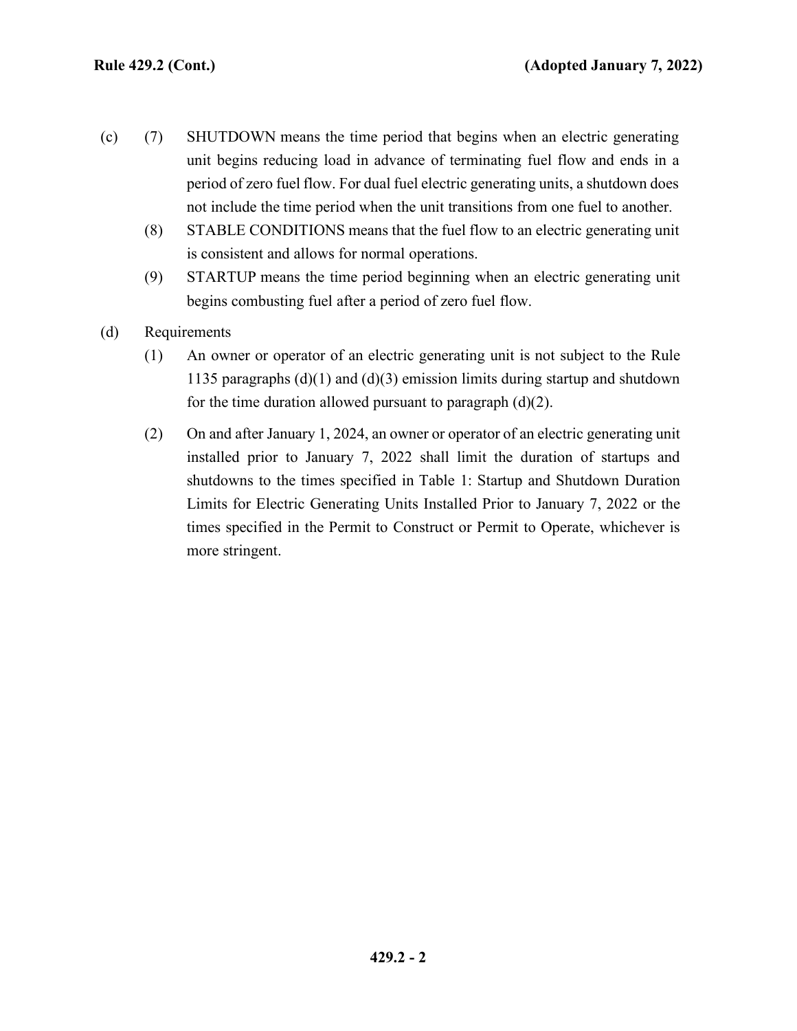(c) (7) SHUTDOWN means the time period that begins when an electric generating unit begins reducing load in advance of terminating fuel flow and ends in a period of zero fuel flow. For dual fuel electric generating units, a shutdown does not include the time period when the unit transitions from one fuel to another.

(8) STABLE CONDITIONS means that the fuel flow to an electric generating unit is consistent and allows for normal operations.

(9) STARTUP means the time period beginning when an electric generating unit begins combusting fuel after a period of zero fuel flow.

(d) Requirements

(1) An owner or operator of an electric generating unit is not subject to the Rule 1135 paragraphs (d)(1) and (d)(3) emission limits during startup and shutdown for the time duration allowed pursuant to paragraph (d)(2).

(2) On and after January 1, 2024, an owner or operator of an electric generating unit installed prior to January 7, 2022 shall limit the duration of startups and shutdowns to the times specified in Table 1: Startup and Shutdown Duration Limits for Electric Generating Units Installed Prior to January 7, 2022 or the times specified in the Permit to Construct or Permit to Operate, whichever is more stringent.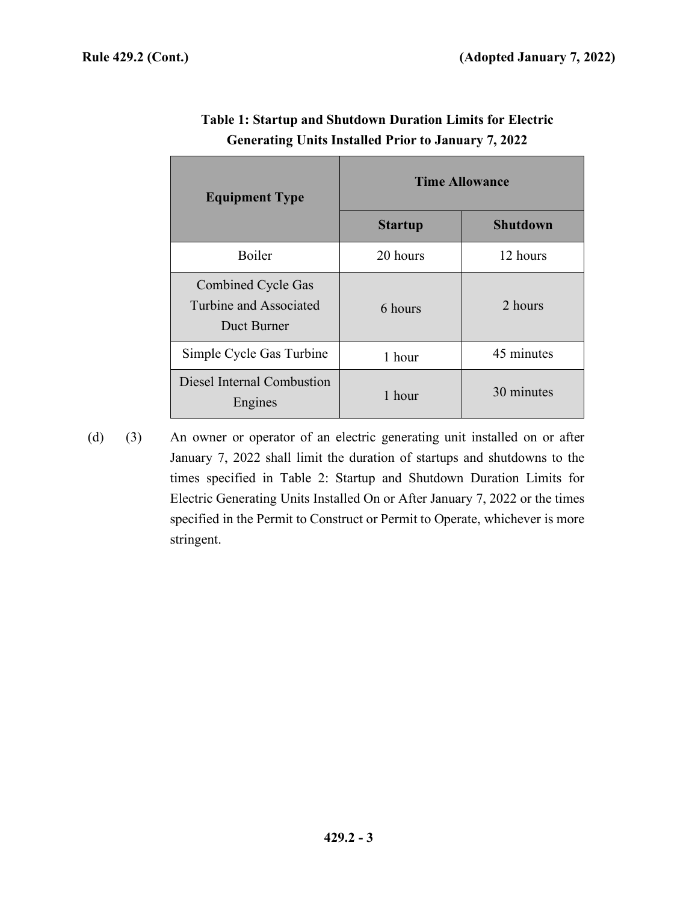**Table 1: Startup and Shutdown Duration Limits for Electric Generating Units Installed Prior to January 7, 2022**

| Equipment Type | Time Allowance | |
|---|---|---|
| | Startup | Shutdown |
| Boiler | 20 hours | 12 hours |
| Combined Cycle Gas Turbine and Associated Duct Burner | 6 hours | 2 hours |
| Simple Cycle Gas Turbine | 1 hour | 45 minutes |
| Diesel Internal Combustion Engines | 1 hour | 30 minutes |

(d) (3) An owner or operator of an electric generating unit installed on or after January 7, 2022 shall limit the duration of startups and shutdowns to the times specified in Table 2: Startup and Shutdown Duration Limits for Electric Generating Units Installed On or After January 7, 2022 or the times specified in the Permit to Construct or Permit to Operate, whichever is more stringent.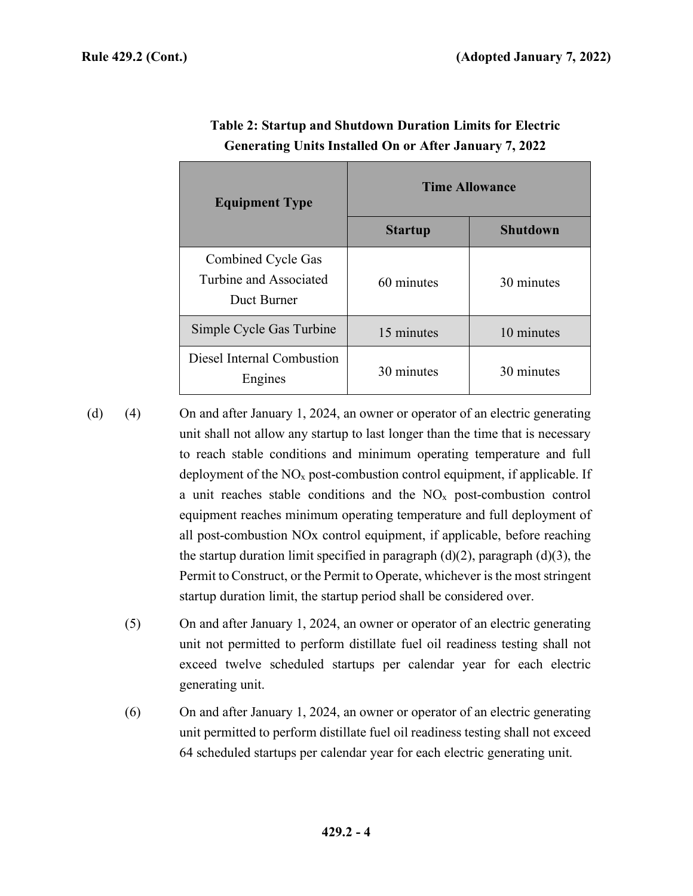**Table 2: Startup and Shutdown Duration Limits for Electric Generating Units Installed On or After January 7, 2022**

| Equipment Type | Time Allowance | |
|---|---|---|
| | Startup | Shutdown |
| Combined Cycle Gas Turbine and Associated Duct Burner | 60 minutes | 30 minutes |
| Simple Cycle Gas Turbine | 15 minutes | 10 minutes |
| Diesel Internal Combustion Engines | 30 minutes | 30 minutes |

(d) (4) On and after January 1, 2024, an owner or operator of an electric generating unit shall not allow any startup to last longer than the time that is necessary to reach stable conditions and minimum operating temperature and full deployment of the $NO_x$ post-combustion control equipment, if applicable. If a unit reaches stable conditions and the $NO_x$ post-combustion control equipment reaches minimum operating temperature and full deployment of all post-combustion NOx control equipment, if applicable, before reaching the startup duration limit specified in paragraph (d)(2), paragraph (d)(3), the Permit to Construct, or the Permit to Operate, whichever is the most stringent startup duration limit, the startup period shall be considered over.

(5) On and after January 1, 2024, an owner or operator of an electric generating unit not permitted to perform distillate fuel oil readiness testing shall not exceed twelve scheduled startups per calendar year for each electric generating unit.

(6) On and after January 1, 2024, an owner or operator of an electric generating unit permitted to perform distillate fuel oil readiness testing shall not exceed 64 scheduled startups per calendar year for each electric generating unit.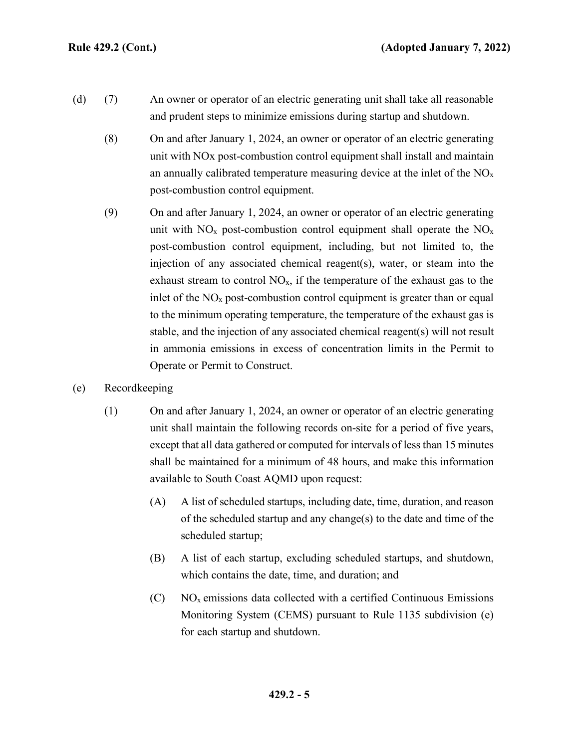(d) (7) An owner or operator of an electric generating unit shall take all reasonable and prudent steps to minimize emissions during startup and shutdown.

(8) On and after January 1, 2024, an owner or operator of an electric generating unit with NOx post-combustion control equipment shall install and maintain an annually calibrated temperature measuring device at the inlet of the $NO_x$ post-combustion control equipment.

(9) On and after January 1, 2024, an owner or operator of an electric generating unit with $NO_x$ post-combustion control equipment shall operate the $NO_x$ post-combustion control equipment, including, but not limited to, the injection of any associated chemical reagent(s), water, or steam into the exhaust stream to control $NO_x$, if the temperature of the exhaust gas to the inlet of the $NO_x$ post-combustion control equipment is greater than or equal to the minimum operating temperature, the temperature of the exhaust gas is stable, and the injection of any associated chemical reagent(s) will not result in ammonia emissions in excess of concentration limits in the Permit to Operate or Permit to Construct.

(e) Recordkeeping

(1) On and after January 1, 2024, an owner or operator of an electric generating unit shall maintain the following records on-site for a period of five years, except that all data gathered or computed for intervals of less than 15 minutes shall be maintained for a minimum of 48 hours, and make this information available to South Coast AQMD upon request:

(A) A list of scheduled startups, including date, time, duration, and reason of the scheduled startup and any change(s) to the date and time of the scheduled startup;

(B) A list of each startup, excluding scheduled startups, and shutdown, which contains the date, time, and duration; and

(C) $NO_x$ emissions data collected with a certified Continuous Emissions Monitoring System (CEMS) pursuant to Rule 1135 subdivision (e) for each startup and shutdown.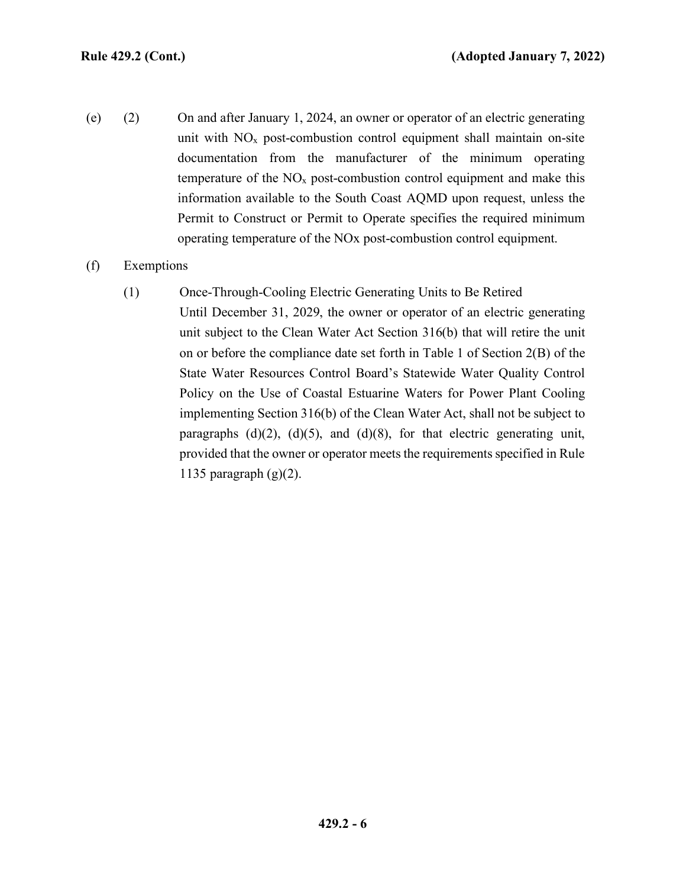(e) (2) On and after January 1, 2024, an owner or operator of an electric generating unit with $NO_x$ post-combustion control equipment shall maintain on-site documentation from the manufacturer of the minimum operating temperature of the $NO_x$ post-combustion control equipment and make this information available to the South Coast AQMD upon request, unless the Permit to Construct or Permit to Operate specifies the required minimum operating temperature of the NOx post-combustion control equipment.

(f) Exemptions

(1) Once-Through-Cooling Electric Generating Units to Be Retired

Until December 31, 2029, the owner or operator of an electric generating unit subject to the Clean Water Act Section 316(b) that will retire the unit on or before the compliance date set forth in Table 1 of Section 2(B) of the State Water Resources Control Board's Statewide Water Quality Control Policy on the Use of Coastal Estuarine Waters for Power Plant Cooling implementing Section 316(b) of the Clean Water Act, shall not be subject to paragraphs (d)(2), (d)(5), and (d)(8), for that electric generating unit, provided that the owner or operator meets the requirements specified in Rule 1135 paragraph (g)(2).